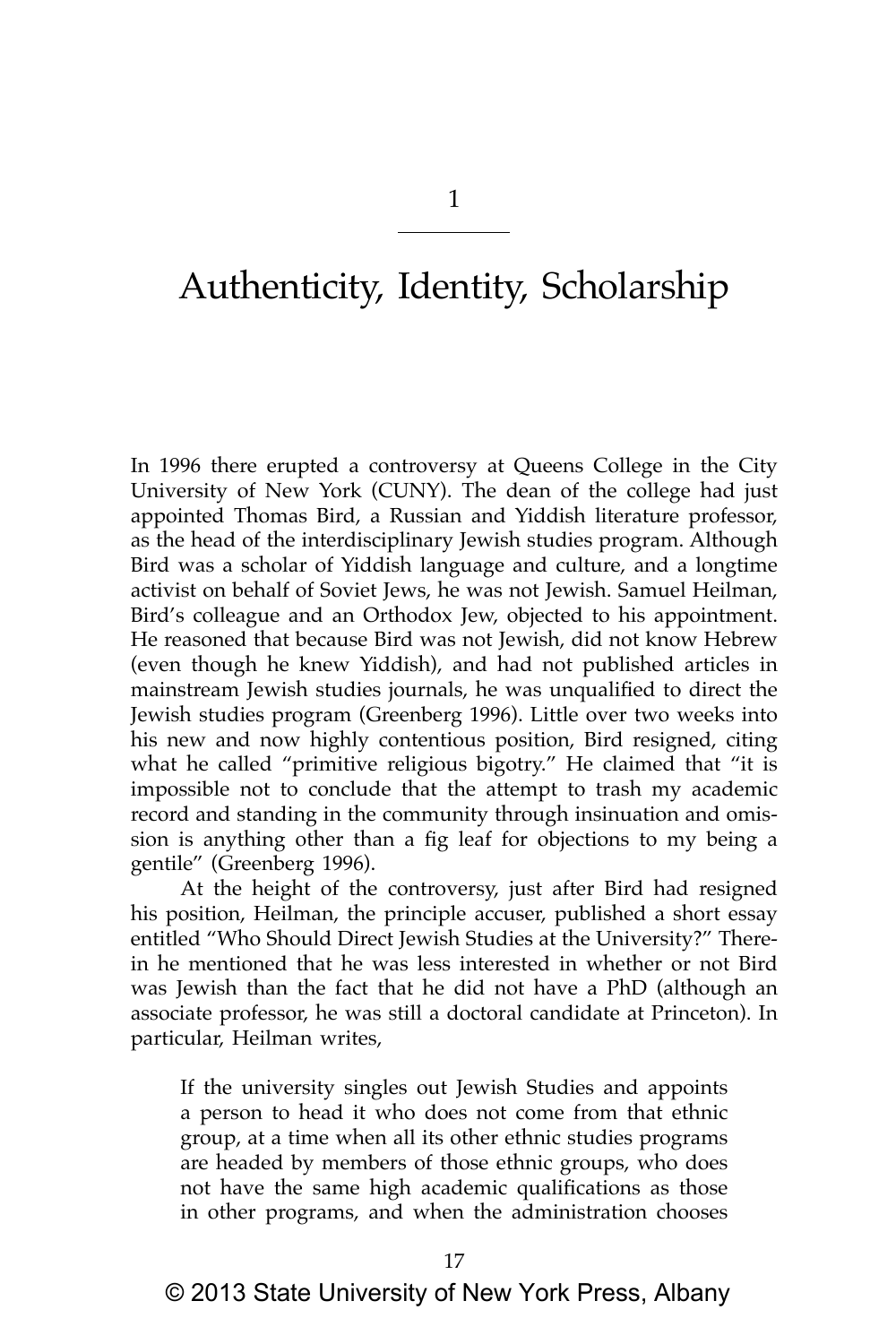# 1

# Authenticity, Identity, Scholarship

In 1996 there erupted a controversy at Queens College in the City University of New York (CUNY). The dean of the college had just appointed Thomas Bird, a Russian and Yiddish literature professor, as the head of the interdisciplinary Jewish studies program. Although Bird was a scholar of Yiddish language and culture, and a longtime activist on behalf of Soviet Jews, he was not Jewish. Samuel Heilman, Bird's colleague and an Orthodox Jew, objected to his appointment. He reasoned that because Bird was not Jewish, did not know Hebrew (even though he knew Yiddish), and had not published articles in mainstream Jewish studies journals, he was unqualified to direct the Jewish studies program (Greenberg 1996). Little over two weeks into his new and now highly contentious position, Bird resigned, citing what he called "primitive religious bigotry." He claimed that "it is impossible not to conclude that the attempt to trash my academic record and standing in the community through insinuation and omission is anything other than a fig leaf for objections to my being a gentile" (Greenberg 1996).

At the height of the controversy, just after Bird had resigned his position, Heilman, the principle accuser, published a short essay entitled "Who Should Direct Jewish Studies at the University?" Therein he mentioned that he was less interested in whether or not Bird was Jewish than the fact that he did not have a PhD (although an associate professor, he was still a doctoral candidate at Princeton). In particular, Heilman writes,

> If the university singles out Jewish Studies and appoints a person to head it who does not come from that ethnic group, at a time when all its other ethnic studies programs are headed by members of those ethnic groups, who does not have the same high academic qualifications as those in other programs, and when the administration chooses

© 2013 State University of New York Press, Albany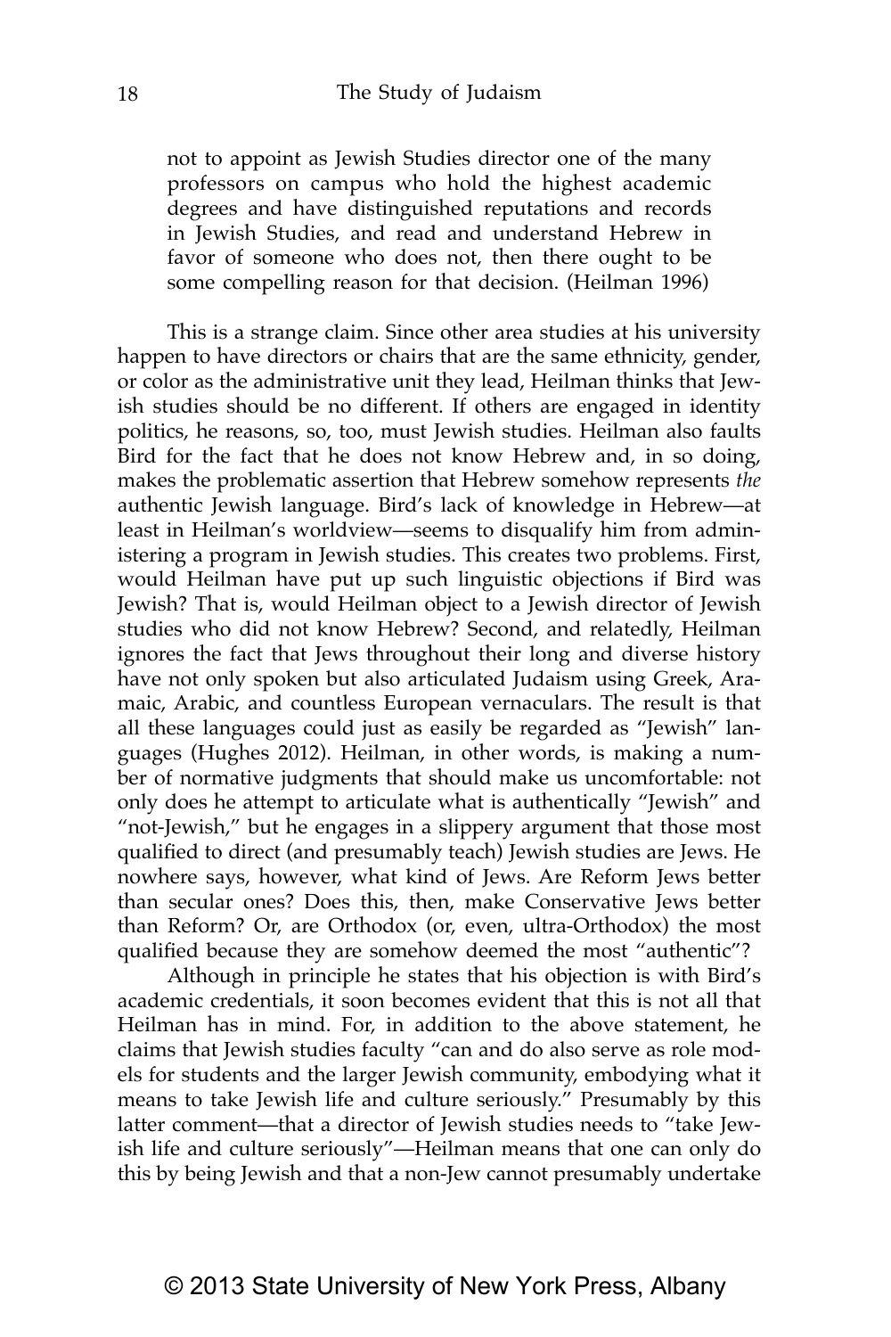not to appoint as Jewish Studies director one of the many professors on campus who hold the highest academic degrees and have distinguished reputations and records in Jewish Studies, and read and understand Hebrew in favor of someone who does not, then there ought to be some compelling reason for that decision. (Heilman 1996)

This is a strange claim. Since other area studies at his university happen to have directors or chairs that are the same ethnicity, gender, or color as the administrative unit they lead, Heilman thinks that Jewish studies should be no different. If others are engaged in identity politics, he reasons, so, too, must Jewish studies. Heilman also faults Bird for the fact that he does not know Hebrew and, in so doing, makes the problematic assertion that Hebrew somehow represents *the* authentic Jewish language. Bird's lack of knowledge in Hebrew—at least in Heilman's worldview—seems to disqualify him from administering a program in Jewish studies. This creates two problems. First, would Heilman have put up such linguistic objections if Bird was Jewish? That is, would Heilman object to a Jewish director of Jewish studies who did not know Hebrew? Second, and relatedly, Heilman ignores the fact that Jews throughout their long and diverse history have not only spoken but also articulated Judaism using Greek, Aramaic, Arabic, and countless European vernaculars. The result is that all these languages could just as easily be regarded as "Jewish" languages (Hughes 2012). Heilman, in other words, is making a number of normative judgments that should make us uncomfortable: not only does he attempt to articulate what is authentically "Jewish" and "not-Jewish," but he engages in a slippery argument that those most qualified to direct (and presumably teach) Jewish studies are Jews. He nowhere says, however, what kind of Jews. Are Reform Jews better than secular ones? Does this, then, make Conservative Jews better than Reform? Or, are Orthodox (or, even, ultra-Orthodox) the most qualified because they are somehow deemed the most "authentic"?

Although in principle he states that his objection is with Bird's academic credentials, it soon becomes evident that this is not all that Heilman has in mind. For, in addition to the above statement, he claims that Jewish studies faculty "can and do also serve as role models for students and the larger Jewish community, embodying what it means to take Jewish life and culture seriously." Presumably by this latter comment—that a director of Jewish studies needs to "take Jewish life and culture seriously"—Heilman means that one can only do this by being Jewish and that a non-Jew cannot presumably undertake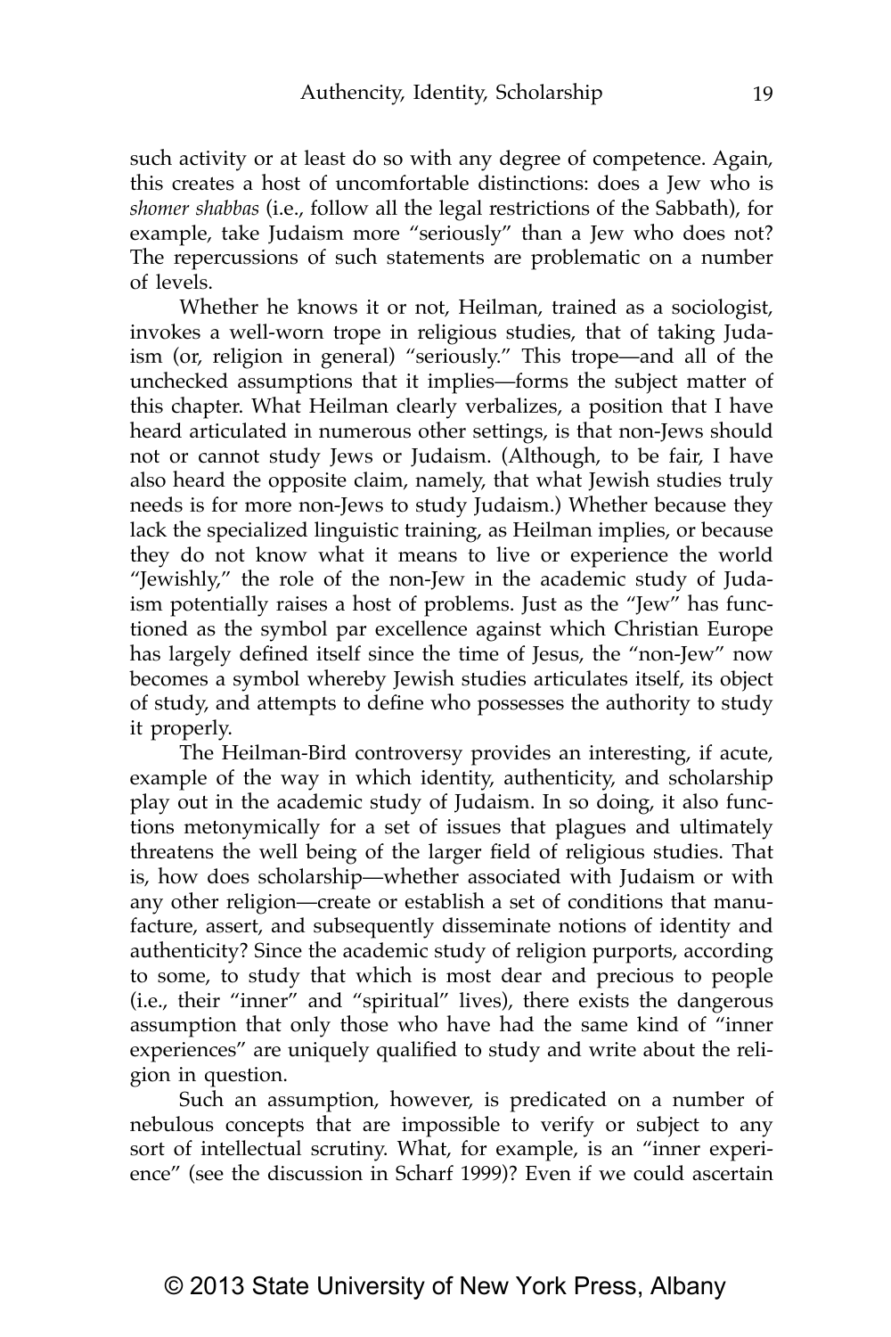such activity or at least do so with any degree of competence. Again, this creates a host of uncomfortable distinctions: does a Jew who is *shomer shabbas* (i.e., follow all the legal restrictions of the Sabbath), for example, take Judaism more "seriously" than a Jew who does not? The repercussions of such statements are problematic on a number of levels.

Whether he knows it or not, Heilman, trained as a sociologist, invokes a well-worn trope in religious studies, that of taking Judaism (or, religion in general) "seriously." This trope—and all of the unchecked assumptions that it implies—forms the subject matter of this chapter. What Heilman clearly verbalizes, a position that I have heard articulated in numerous other settings, is that non-Jews should not or cannot study Jews or Judaism. (Although, to be fair, I have also heard the opposite claim, namely, that what Jewish studies truly needs is for more non-Jews to study Judaism.) Whether because they lack the specialized linguistic training, as Heilman implies, or because they do not know what it means to live or experience the world "Jewishly," the role of the non-Jew in the academic study of Judaism potentially raises a host of problems. Just as the "Jew" has functioned as the symbol par excellence against which Christian Europe has largely defined itself since the time of Jesus, the "non-Jew" now becomes a symbol whereby Jewish studies articulates itself, its object of study, and attempts to define who possesses the authority to study it properly.

The Heilman-Bird controversy provides an interesting, if acute, example of the way in which identity, authenticity, and scholarship play out in the academic study of Judaism. In so doing, it also functions metonymically for a set of issues that plagues and ultimately threatens the well being of the larger field of religious studies. That is, how does scholarship—whether associated with Judaism or with any other religion—create or establish a set of conditions that manufacture, assert, and subsequently disseminate notions of identity and authenticity? Since the academic study of religion purports, according to some, to study that which is most dear and precious to people (i.e., their "inner" and "spiritual" lives), there exists the dangerous assumption that only those who have had the same kind of "inner experiences" are uniquely qualified to study and write about the religion in question.

Such an assumption, however, is predicated on a number of nebulous concepts that are impossible to verify or subject to any sort of intellectual scrutiny. What, for example, is an "inner experience" (see the discussion in Scharf 1999)? Even if we could ascertain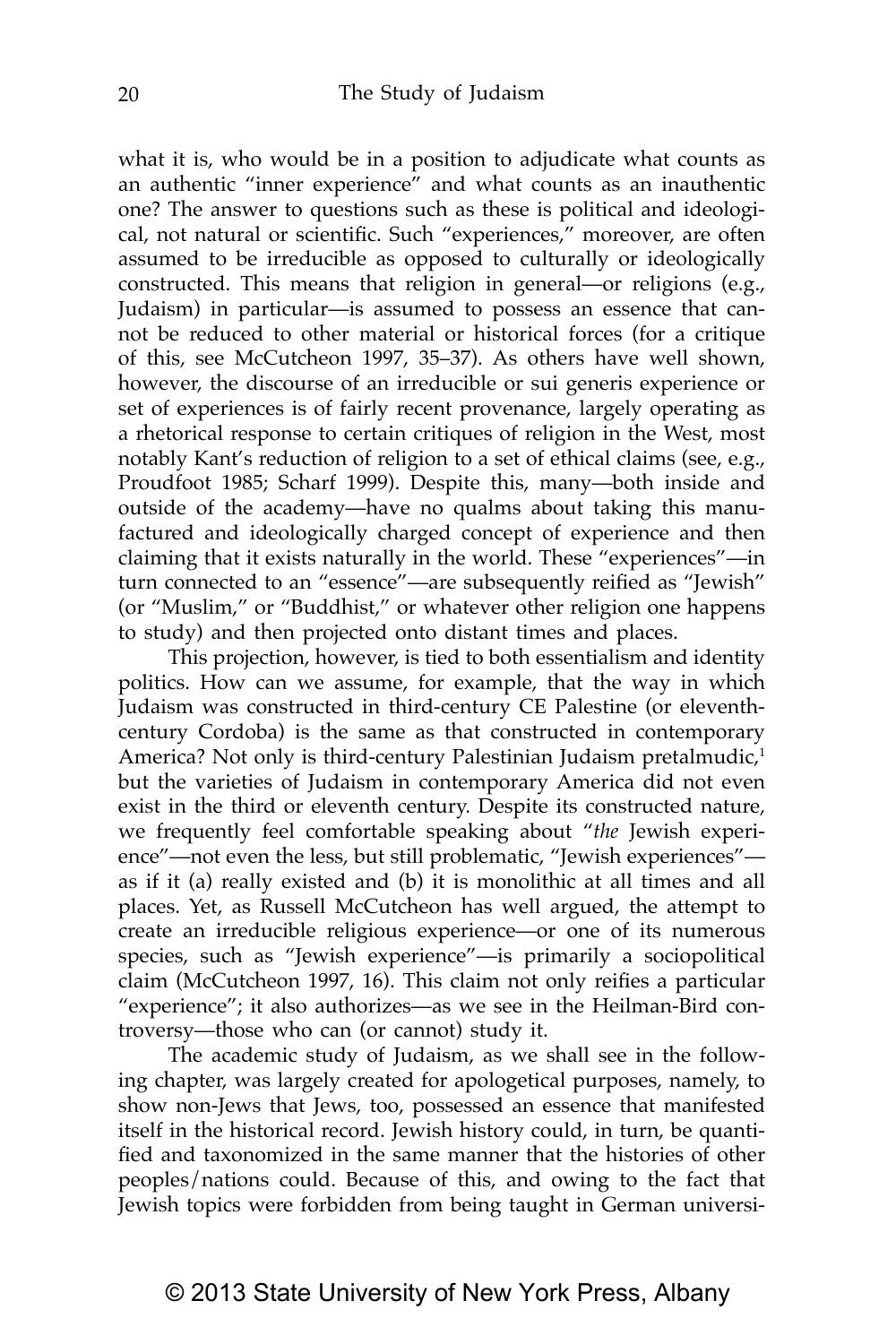what it is, who would be in a position to adjudicate what counts as an authentic "inner experience" and what counts as an inauthentic one? The answer to questions such as these is political and ideological, not natural or scientific. Such "experiences," moreover, are often assumed to be irreducible as opposed to culturally or ideologically constructed. This means that religion in general—or religions (e.g., Judaism) in particular—is assumed to possess an essence that cannot be reduced to other material or historical forces (for a critique of this, see McCutcheon 1997, 35–37). As others have well shown, however, the discourse of an irreducible or sui generis experience or set of experiences is of fairly recent provenance, largely operating as a rhetorical response to certain critiques of religion in the West, most notably Kant's reduction of religion to a set of ethical claims (see, e.g., Proudfoot 1985; Scharf 1999). Despite this, many—both inside and outside of the academy—have no qualms about taking this manufactured and ideologically charged concept of experience and then claiming that it exists naturally in the world. These "experiences"—in turn connected to an "essence"—are subsequently reified as "Jewish" (or "Muslim," or "Buddhist," or whatever other religion one happens to study) and then projected onto distant times and places.

This projection, however, is tied to both essentialism and identity politics. How can we assume, for example, that the way in which Judaism was constructed in third-century CE Palestine (or eleventh-century Cordoba) is the same as that constructed in contemporary America? Not only is third-century Palestinian Judaism pretalmudic,[1] but the varieties of Judaism in contemporary America did not even exist in the third or eleventh century. Despite its constructed nature, we frequently feel comfortable speaking about "*the* Jewish experience"—not even the less, but still problematic, "Jewish experiences"—as if it (a) really existed and (b) it is monolithic at all times and all places. Yet, as Russell McCutcheon has well argued, the attempt to create an irreducible religious experience—or one of its numerous species, such as "Jewish experience"—is primarily a sociopolitical claim (McCutcheon 1997, 16). This claim not only reifies a particular "experience"; it also authorizes—as we see in the Heilman-Bird controversy—those who can (or cannot) study it.

The academic study of Judaism, as we shall see in the following chapter, was largely created for apologetical purposes, namely, to show non-Jews that Jews, too, possessed an essence that manifested itself in the historical record. Jewish history could, in turn, be quantified and taxonomized in the same manner that the histories of other peoples/nations could. Because of this, and owing to the fact that Jewish topics were forbidden from being taught in German universi-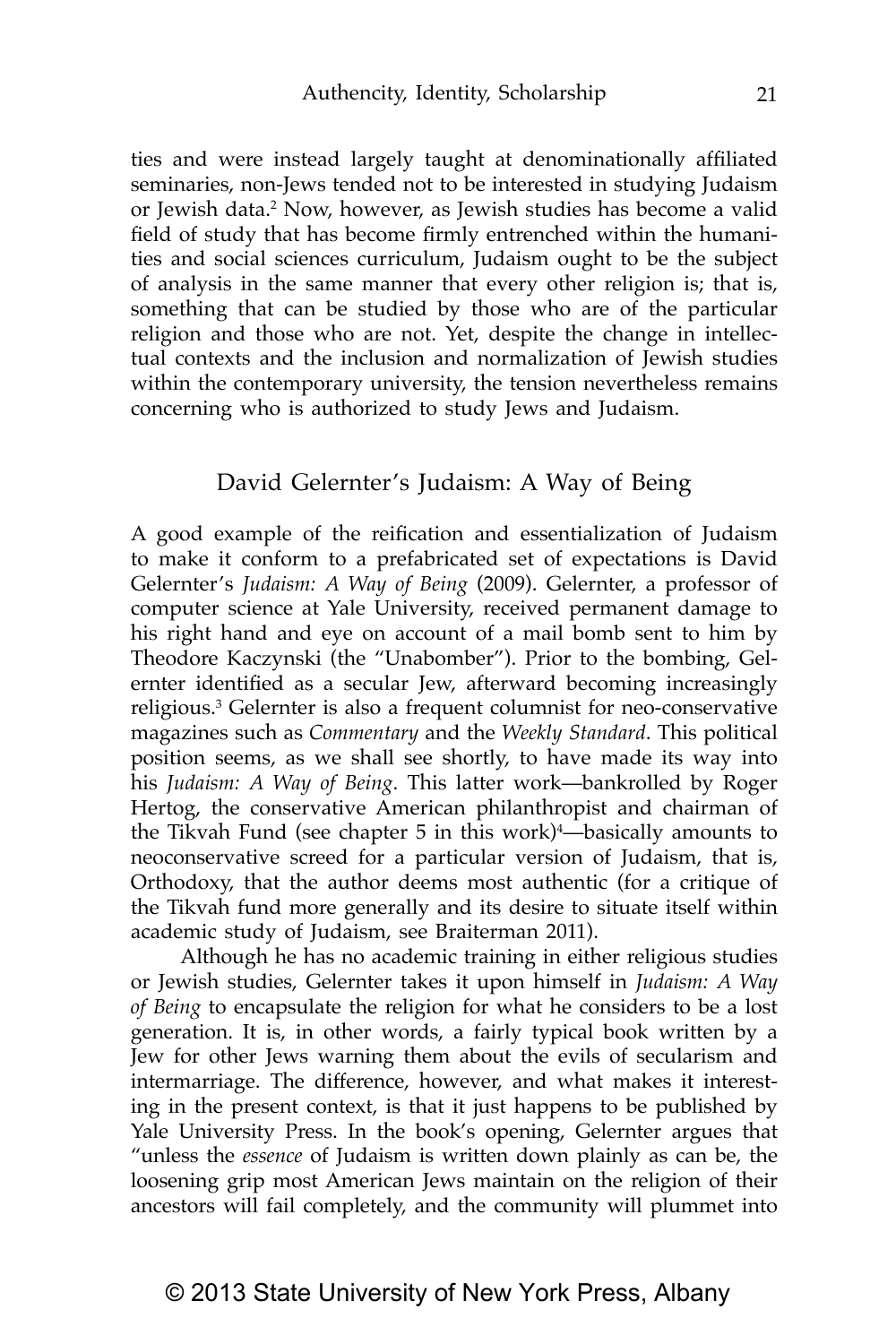ties and were instead largely taught at denominationally affiliated seminaries, non-Jews tended not to be interested in studying Judaism or Jewish data.[2] Now, however, as Jewish studies has become a valid field of study that has become firmly entrenched within the humanities and social sciences curriculum, Judaism ought to be the subject of analysis in the same manner that every other religion is; that is, something that can be studied by those who are of the particular religion and those who are not. Yet, despite the change in intellectual contexts and the inclusion and normalization of Jewish studies within the contemporary university, the tension nevertheless remains concerning who is authorized to study Jews and Judaism.

## David Gelernter's Judaism: A Way of Being

A good example of the reification and essentialization of Judaism to make it conform to a prefabricated set of expectations is David Gelernter's *Judaism: A Way of Being* (2009). Gelernter, a professor of computer science at Yale University, received permanent damage to his right hand and eye on account of a mail bomb sent to him by Theodore Kaczynski (the "Unabomber"). Prior to the bombing, Gelernter identified as a secular Jew, afterward becoming increasingly religious.[3] Gelernter is also a frequent columnist for neo-conservative magazines such as *Commentary* and the *Weekly Standard*. This political position seems, as we shall see shortly, to have made its way into his *Judaism: A Way of Being*. This latter work—bankrolled by Roger Hertog, the conservative American philanthropist and chairman of the Tikvah Fund (see chapter 5 in this work)[4]—basically amounts to neoconservative screed for a particular version of Judaism, that is, Orthodoxy, that the author deems most authentic (for a critique of the Tikvah fund more generally and its desire to situate itself within academic study of Judaism, see Braiterman 2011).

Although he has no academic training in either religious studies or Jewish studies, Gelernter takes it upon himself in *Judaism: A Way of Being* to encapsulate the religion for what he considers to be a lost generation. It is, in other words, a fairly typical book written by a Jew for other Jews warning them about the evils of secularism and intermarriage. The difference, however, and what makes it interesting in the present context, is that it just happens to be published by Yale University Press. In the book's opening, Gelernter argues that "unless the *essence* of Judaism is written down plainly as can be, the loosening grip most American Jews maintain on the religion of their ancestors will fail completely, and the community will plummet into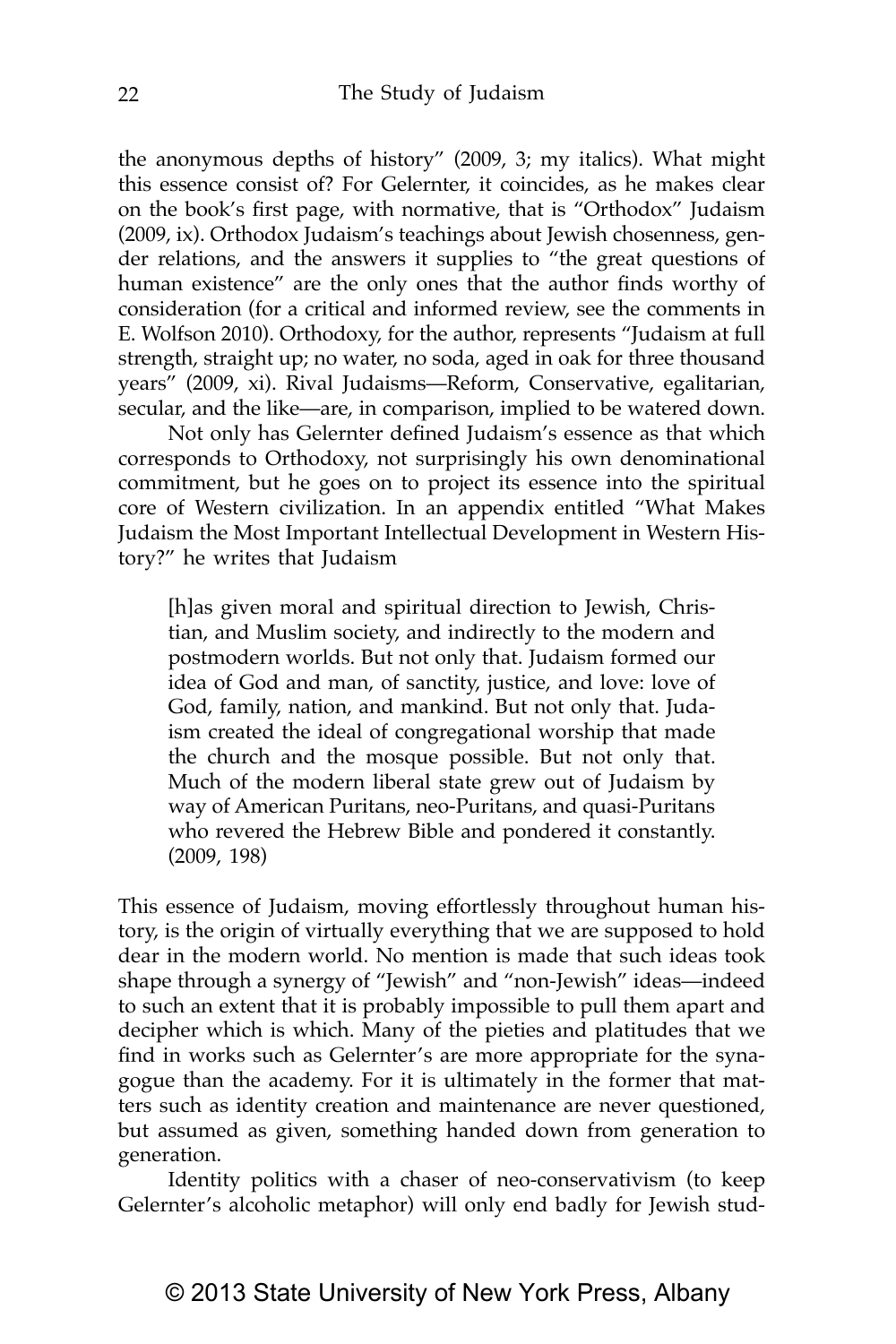the anonymous depths of history" (2009, 3; my italics). What might this essence consist of? For Gelernter, it coincides, as he makes clear on the book's first page, with normative, that is "Orthodox" Judaism (2009, ix). Orthodox Judaism's teachings about Jewish chosenness, gender relations, and the answers it supplies to "the great questions of human existence" are the only ones that the author finds worthy of consideration (for a critical and informed review, see the comments in E. Wolfson 2010). Orthodoxy, for the author, represents "Judaism at full strength, straight up; no water, no soda, aged in oak for three thousand years" (2009, xi). Rival Judaisms—Reform, Conservative, egalitarian, secular, and the like—are, in comparison, implied to be watered down.

Not only has Gelernter defined Judaism's essence as that which corresponds to Orthodoxy, not surprisingly his own denominational commitment, but he goes on to project its essence into the spiritual core of Western civilization. In an appendix entitled "What Makes Judaism the Most Important Intellectual Development in Western History?" he writes that Judaism

> [h]as given moral and spiritual direction to Jewish, Christian, and Muslim society, and indirectly to the modern and postmodern worlds. But not only that. Judaism formed our idea of God and man, of sanctity, justice, and love: love of God, family, nation, and mankind. But not only that. Judaism created the ideal of congregational worship that made the church and the mosque possible. But not only that. Much of the modern liberal state grew out of Judaism by way of American Puritans, neo-Puritans, and quasi-Puritans who revered the Hebrew Bible and pondered it constantly. (2009, 198)

This essence of Judaism, moving effortlessly throughout human history, is the origin of virtually everything that we are supposed to hold dear in the modern world. No mention is made that such ideas took shape through a synergy of "Jewish" and "non-Jewish" ideas—indeed to such an extent that it is probably impossible to pull them apart and decipher which is which. Many of the pieties and platitudes that we find in works such as Gelernter's are more appropriate for the synagogue than the academy. For it is ultimately in the former that matters such as identity creation and maintenance are never questioned, but assumed as given, something handed down from generation to generation.

Identity politics with a chaser of neo-conservativism (to keep Gelernter's alcoholic metaphor) will only end badly for Jewish stud-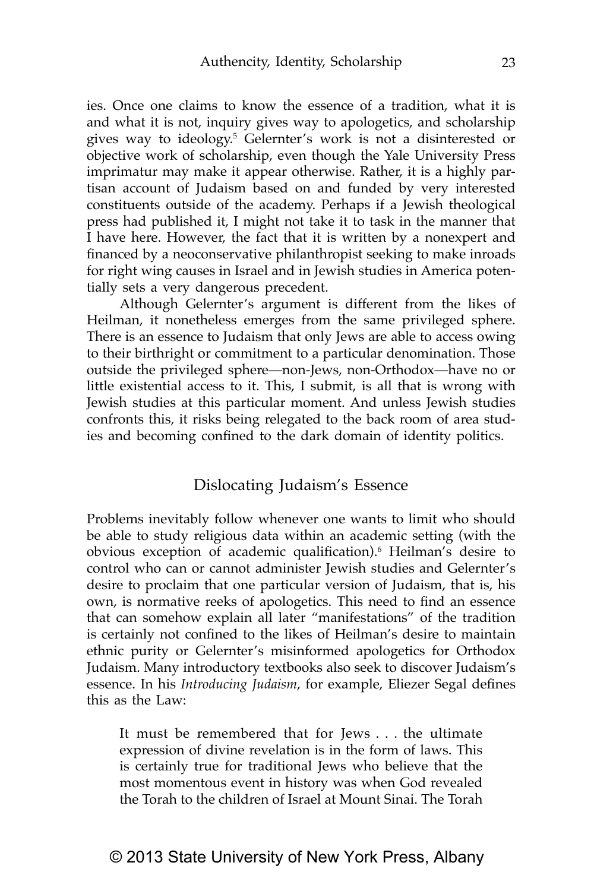ies. Once one claims to know the essence of a tradition, what it is and what it is not, inquiry gives way to apologetics, and scholarship gives way to ideology.[5] Gelernter's work is not a disinterested or objective work of scholarship, even though the Yale University Press imprimatur may make it appear otherwise. Rather, it is a highly partisan account of Judaism based on and funded by very interested constituents outside of the academy. Perhaps if a Jewish theological press had published it, I might not take it to task in the manner that I have here. However, the fact that it is written by a nonexpert and financed by a neoconservative philanthropist seeking to make inroads for right wing causes in Israel and in Jewish studies in America potentially sets a very dangerous precedent.

Although Gelernter's argument is different from the likes of Heilman, it nonetheless emerges from the same privileged sphere. There is an essence to Judaism that only Jews are able to access owing to their birthright or commitment to a particular denomination. Those outside the privileged sphere—non-Jews, non-Orthodox—have no or little existential access to it. This, I submit, is all that is wrong with Jewish studies at this particular moment. And unless Jewish studies confronts this, it risks being relegated to the back room of area studies and becoming confined to the dark domain of identity politics.

## Dislocating Judaism's Essence

Problems inevitably follow whenever one wants to limit who should be able to study religious data within an academic setting (with the obvious exception of academic qualification).[6] Heilman's desire to control who can or cannot administer Jewish studies and Gelernter's desire to proclaim that one particular version of Judaism, that is, his own, is normative reeks of apologetics. This need to find an essence that can somehow explain all later "manifestations" of the tradition is certainly not confined to the likes of Heilman's desire to maintain ethnic purity or Gelernter's misinformed apologetics for Orthodox Judaism. Many introductory textbooks also seek to discover Judaism's essence. In his *Introducing Judaism*, for example, Eliezer Segal defines this as the Law:

> It must be remembered that for Jews . . . the ultimate expression of divine revelation is in the form of laws. This is certainly true for traditional Jews who believe that the most momentous event in history was when God revealed the Torah to the children of Israel at Mount Sinai. The Torah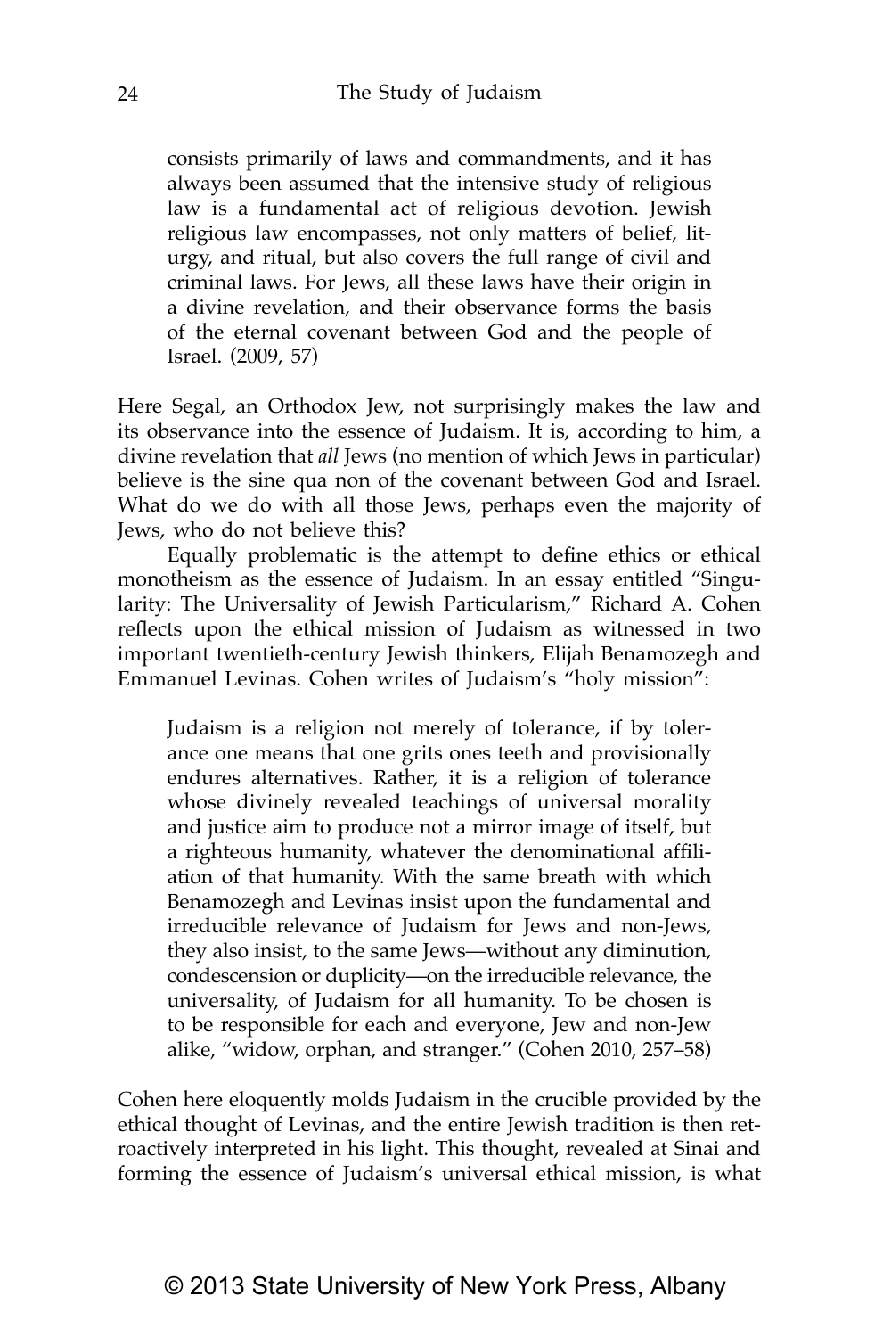> consists primarily of laws and commandments, and it has always been assumed that the intensive study of religious law is a fundamental act of religious devotion. Jewish religious law encompasses, not only matters of belief, liturgy, and ritual, but also covers the full range of civil and criminal laws. For Jews, all these laws have their origin in a divine revelation, and their observance forms the basis of the eternal covenant between God and the people of Israel. (2009, 57)

Here Segal, an Orthodox Jew, not surprisingly makes the law and its observance into the essence of Judaism. It is, according to him, a divine revelation that *all* Jews (no mention of which Jews in particular) believe is the sine qua non of the covenant between God and Israel. What do we do with all those Jews, perhaps even the majority of Jews, who do not believe this?

Equally problematic is the attempt to define ethics or ethical monotheism as the essence of Judaism. In an essay entitled "Singularity: The Universality of Jewish Particularism," Richard A. Cohen reflects upon the ethical mission of Judaism as witnessed in two important twentieth-century Jewish thinkers, Elijah Benamozegh and Emmanuel Levinas. Cohen writes of Judaism's "holy mission":

> Judaism is a religion not merely of tolerance, if by tolerance one means that one grits ones teeth and provisionally endures alternatives. Rather, it is a religion of tolerance whose divinely revealed teachings of universal morality and justice aim to produce not a mirror image of itself, but a righteous humanity, whatever the denominational affiliation of that humanity. With the same breath with which Benamozegh and Levinas insist upon the fundamental and irreducible relevance of Judaism for Jews and non-Jews, they also insist, to the same Jews—without any diminution, condescension or duplicity—on the irreducible relevance, the universality, of Judaism for all humanity. To be chosen is to be responsible for each and everyone, Jew and non-Jew alike, "widow, orphan, and stranger." (Cohen 2010, 257–58)

Cohen here eloquently molds Judaism in the crucible provided by the ethical thought of Levinas, and the entire Jewish tradition is then retroactively interpreted in his light. This thought, revealed at Sinai and forming the essence of Judaism's universal ethical mission, is what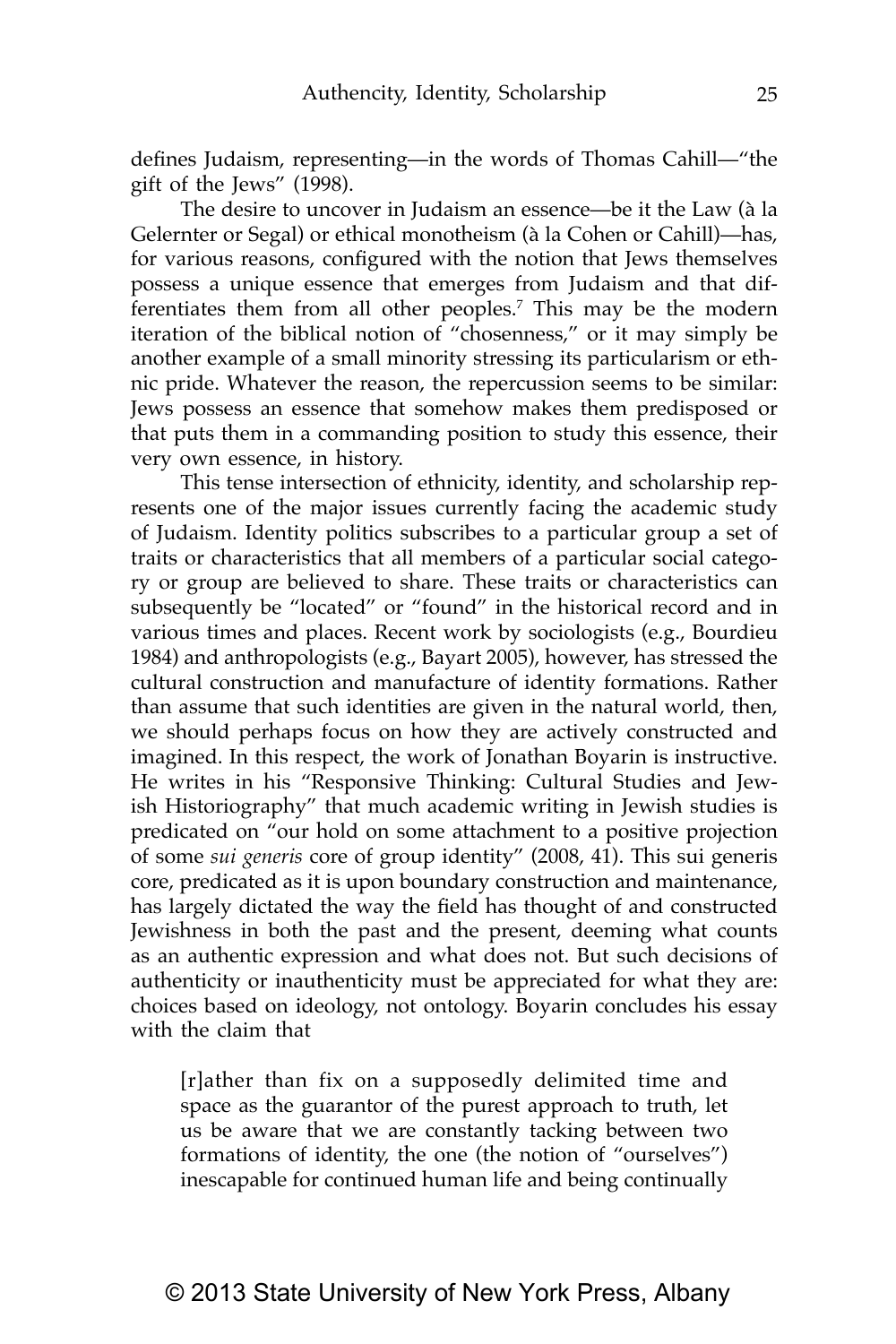defines Judaism, representing—in the words of Thomas Cahill—"the gift of the Jews" (1998).

The desire to uncover in Judaism an essence—be it the Law (à la Gelernter or Segal) or ethical monotheism (à la Cohen or Cahill)—has, for various reasons, configured with the notion that Jews themselves possess a unique essence that emerges from Judaism and that differentiates them from all other peoples.[7] This may be the modern iteration of the biblical notion of "chosenness," or it may simply be another example of a small minority stressing its particularism or ethnic pride. Whatever the reason, the repercussion seems to be similar: Jews possess an essence that somehow makes them predisposed or that puts them in a commanding position to study this essence, their very own essence, in history.

This tense intersection of ethnicity, identity, and scholarship represents one of the major issues currently facing the academic study of Judaism. Identity politics subscribes to a particular group a set of traits or characteristics that all members of a particular social category or group are believed to share. These traits or characteristics can subsequently be "located" or "found" in the historical record and in various times and places. Recent work by sociologists (e.g., Bourdieu 1984) and anthropologists (e.g., Bayart 2005), however, has stressed the cultural construction and manufacture of identity formations. Rather than assume that such identities are given in the natural world, then, we should perhaps focus on how they are actively constructed and imagined. In this respect, the work of Jonathan Boyarin is instructive. He writes in his "Responsive Thinking: Cultural Studies and Jewish Historiography" that much academic writing in Jewish studies is predicated on "our hold on some attachment to a positive projection of some *sui generis* core of group identity" (2008, 41). This sui generis core, predicated as it is upon boundary construction and maintenance, has largely dictated the way the field has thought of and constructed Jewishness in both the past and the present, deeming what counts as an authentic expression and what does not. But such decisions of authenticity or inauthenticity must be appreciated for what they are: choices based on ideology, not ontology. Boyarin concludes his essay with the claim that

> [r]ather than fix on a supposedly delimited time and space as the guarantor of the purest approach to truth, let us be aware that we are constantly tacking between two formations of identity, the one (the notion of "ourselves") inescapable for continued human life and being continually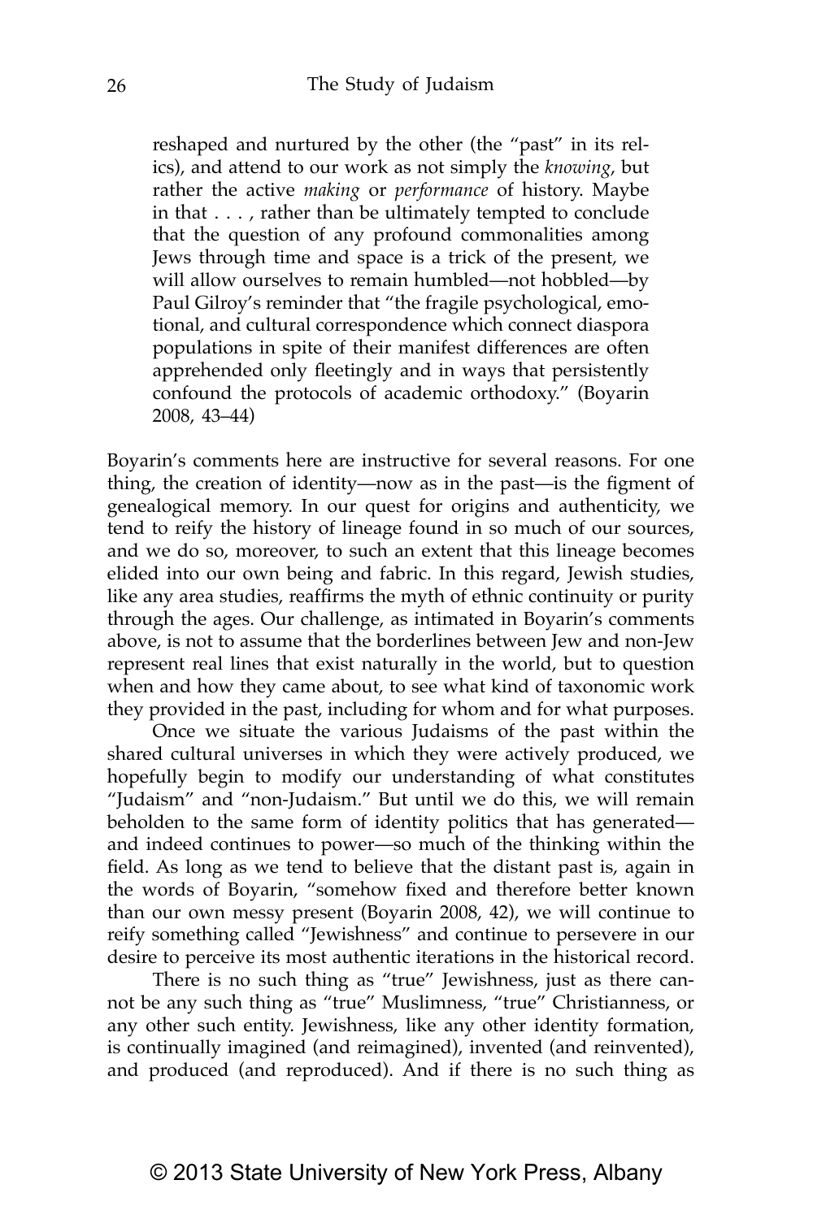> reshaped and nurtured by the other (the "past" in its relics), and attend to our work as not simply the *knowing*, but rather the active *making* or *performance* of history. Maybe in that . . . , rather than be ultimately tempted to conclude that the question of any profound commonalities among Jews through time and space is a trick of the present, we will allow ourselves to remain humbled—not hobbled—by Paul Gilroy's reminder that "the fragile psychological, emotional, and cultural correspondence which connect diaspora populations in spite of their manifest differences are often apprehended only fleetingly and in ways that persistently confound the protocols of academic orthodoxy." (Boyarin 2008, 43–44)

Boyarin's comments here are instructive for several reasons. For one thing, the creation of identity—now as in the past—is the figment of genealogical memory. In our quest for origins and authenticity, we tend to reify the history of lineage found in so much of our sources, and we do so, moreover, to such an extent that this lineage becomes elided into our own being and fabric. In this regard, Jewish studies, like any area studies, reaffirms the myth of ethnic continuity or purity through the ages. Our challenge, as intimated in Boyarin's comments above, is not to assume that the borderlines between Jew and non-Jew represent real lines that exist naturally in the world, but to question when and how they came about, to see what kind of taxonomic work they provided in the past, including for whom and for what purposes.

Once we situate the various Judaisms of the past within the shared cultural universes in which they were actively produced, we hopefully begin to modify our understanding of what constitutes "Judaism" and "non-Judaism." But until we do this, we will remain beholden to the same form of identity politics that has generated—and indeed continues to power—so much of the thinking within the field. As long as we tend to believe that the distant past is, again in the words of Boyarin, "somehow fixed and therefore better known than our own messy present (Boyarin 2008, 42), we will continue to reify something called "Jewishness" and continue to persevere in our desire to perceive its most authentic iterations in the historical record.

There is no such thing as "true" Jewishness, just as there cannot be any such thing as "true" Muslimness, "true" Christianness, or any other such entity. Jewishness, like any other identity formation, is continually imagined (and reimagined), invented (and reinvented), and produced (and reproduced). And if there is no such thing as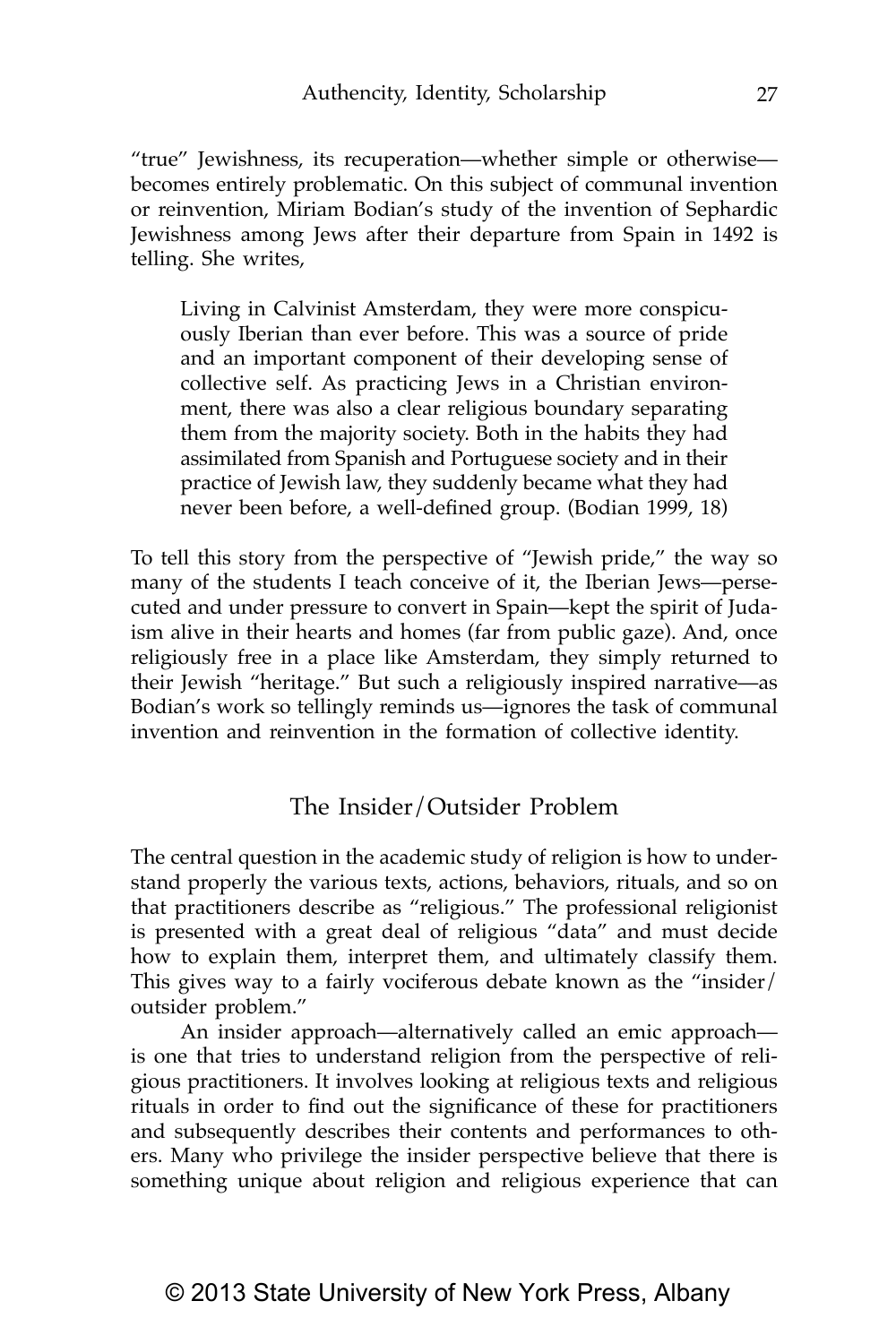"true" Jewishness, its recuperation—whether simple or otherwise—becomes entirely problematic. On this subject of communal invention or reinvention, Miriam Bodian's study of the invention of Sephardic Jewishness among Jews after their departure from Spain in 1492 is telling. She writes,

> Living in Calvinist Amsterdam, they were more conspicuously Iberian than ever before. This was a source of pride and an important component of their developing sense of collective self. As practicing Jews in a Christian environment, there was also a clear religious boundary separating them from the majority society. Both in the habits they had assimilated from Spanish and Portuguese society and in their practice of Jewish law, they suddenly became what they had never been before, a well-defined group. (Bodian 1999, 18)

To tell this story from the perspective of "Jewish pride," the way so many of the students I teach conceive of it, the Iberian Jews—persecuted and under pressure to convert in Spain—kept the spirit of Judaism alive in their hearts and homes (far from public gaze). And, once religiously free in a place like Amsterdam, they simply returned to their Jewish "heritage." But such a religiously inspired narrative—as Bodian's work so tellingly reminds us—ignores the task of communal invention and reinvention in the formation of collective identity.

## The Insider/Outsider Problem

The central question in the academic study of religion is how to understand properly the various texts, actions, behaviors, rituals, and so on that practitioners describe as "religious." The professional religionist is presented with a great deal of religious "data" and must decide how to explain them, interpret them, and ultimately classify them. This gives way to a fairly vociferous debate known as the "insider/outsider problem."

An insider approach—alternatively called an emic approach—is one that tries to understand religion from the perspective of religious practitioners. It involves looking at religious texts and religious rituals in order to find out the significance of these for practitioners and subsequently describes their contents and performances to others. Many who privilege the insider perspective believe that there is something unique about religion and religious experience that can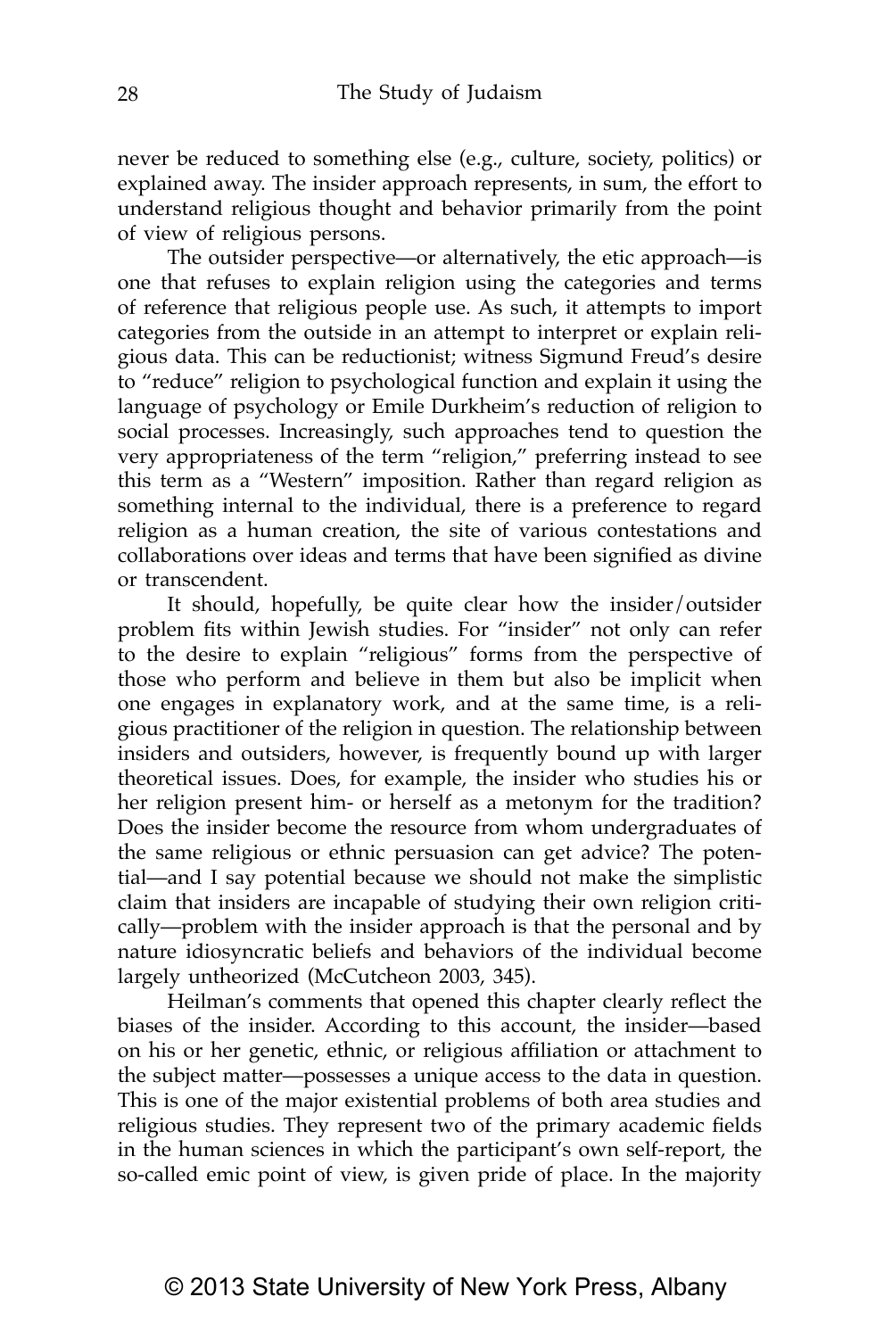never be reduced to something else (e.g., culture, society, politics) or explained away. The insider approach represents, in sum, the effort to understand religious thought and behavior primarily from the point of view of religious persons.

The outsider perspective—or alternatively, the etic approach—is one that refuses to explain religion using the categories and terms of reference that religious people use. As such, it attempts to import categories from the outside in an attempt to interpret or explain religious data. This can be reductionist; witness Sigmund Freud's desire to "reduce" religion to psychological function and explain it using the language of psychology or Emile Durkheim's reduction of religion to social processes. Increasingly, such approaches tend to question the very appropriateness of the term "religion," preferring instead to see this term as a "Western" imposition. Rather than regard religion as something internal to the individual, there is a preference to regard religion as a human creation, the site of various contestations and collaborations over ideas and terms that have been signified as divine or transcendent.

It should, hopefully, be quite clear how the insider/outsider problem fits within Jewish studies. For "insider" not only can refer to the desire to explain "religious" forms from the perspective of those who perform and believe in them but also be implicit when one engages in explanatory work, and at the same time, is a religious practitioner of the religion in question. The relationship between insiders and outsiders, however, is frequently bound up with larger theoretical issues. Does, for example, the insider who studies his or her religion present him- or herself as a metonym for the tradition? Does the insider become the resource from whom undergraduates of the same religious or ethnic persuasion can get advice? The potential—and I say potential because we should not make the simplistic claim that insiders are incapable of studying their own religion critically—problem with the insider approach is that the personal and by nature idiosyncratic beliefs and behaviors of the individual become largely untheorized (McCutcheon 2003, 345).

Heilman's comments that opened this chapter clearly reflect the biases of the insider. According to this account, the insider—based on his or her genetic, ethnic, or religious affiliation or attachment to the subject matter—possesses a unique access to the data in question. This is one of the major existential problems of both area studies and religious studies. They represent two of the primary academic fields in the human sciences in which the participant's own self-report, the so-called emic point of view, is given pride of place. In the majority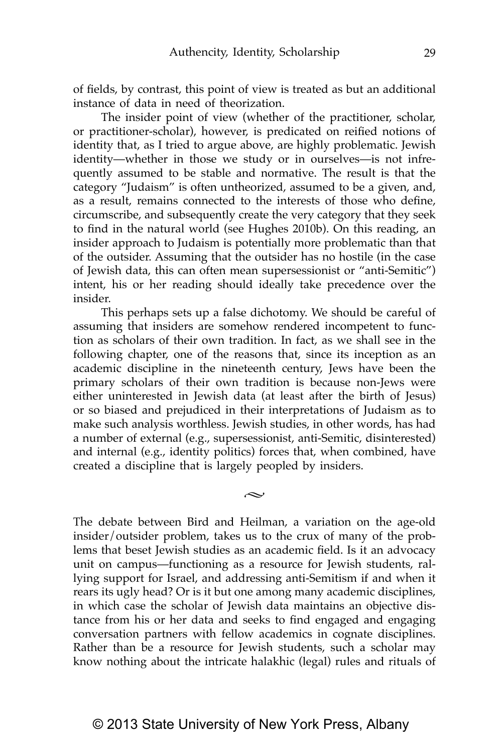of fields, by contrast, this point of view is treated as but an additional instance of data in need of theorization.

The insider point of view (whether of the practitioner, scholar, or practitioner-scholar), however, is predicated on reified notions of identity that, as I tried to argue above, are highly problematic. Jewish identity—whether in those we study or in ourselves—is not infrequently assumed to be stable and normative. The result is that the category "Judaism" is often untheorized, assumed to be a given, and, as a result, remains connected to the interests of those who define, circumscribe, and subsequently create the very category that they seek to find in the natural world (see Hughes 2010b). On this reading, an insider approach to Judaism is potentially more problematic than that of the outsider. Assuming that the outsider has no hostile (in the case of Jewish data, this can often mean supersessionist or "anti-Semitic") intent, his or her reading should ideally take precedence over the insider.

This perhaps sets up a false dichotomy. We should be careful of assuming that insiders are somehow rendered incompetent to function as scholars of their own tradition. In fact, as we shall see in the following chapter, one of the reasons that, since its inception as an academic discipline in the nineteenth century, Jews have been the primary scholars of their own tradition is because non-Jews were either uninterested in Jewish data (at least after the birth of Jesus) or so biased and prejudiced in their interpretations of Judaism as to make such analysis worthless. Jewish studies, in other words, has had a number of external (e.g., supersessionist, anti-Semitic, disinterested) and internal (e.g., identity politics) forces that, when combined, have created a discipline that is largely peopled by insiders.

~

The debate between Bird and Heilman, a variation on the age-old insider/outsider problem, takes us to the crux of many of the problems that beset Jewish studies as an academic field. Is it an advocacy unit on campus—functioning as a resource for Jewish students, rallying support for Israel, and addressing anti-Semitism if and when it rears its ugly head? Or is it but one among many academic disciplines, in which case the scholar of Jewish data maintains an objective distance from his or her data and seeks to find engaged and engaging conversation partners with fellow academics in cognate disciplines. Rather than be a resource for Jewish students, such a scholar may know nothing about the intricate halakhic (legal) rules and rituals of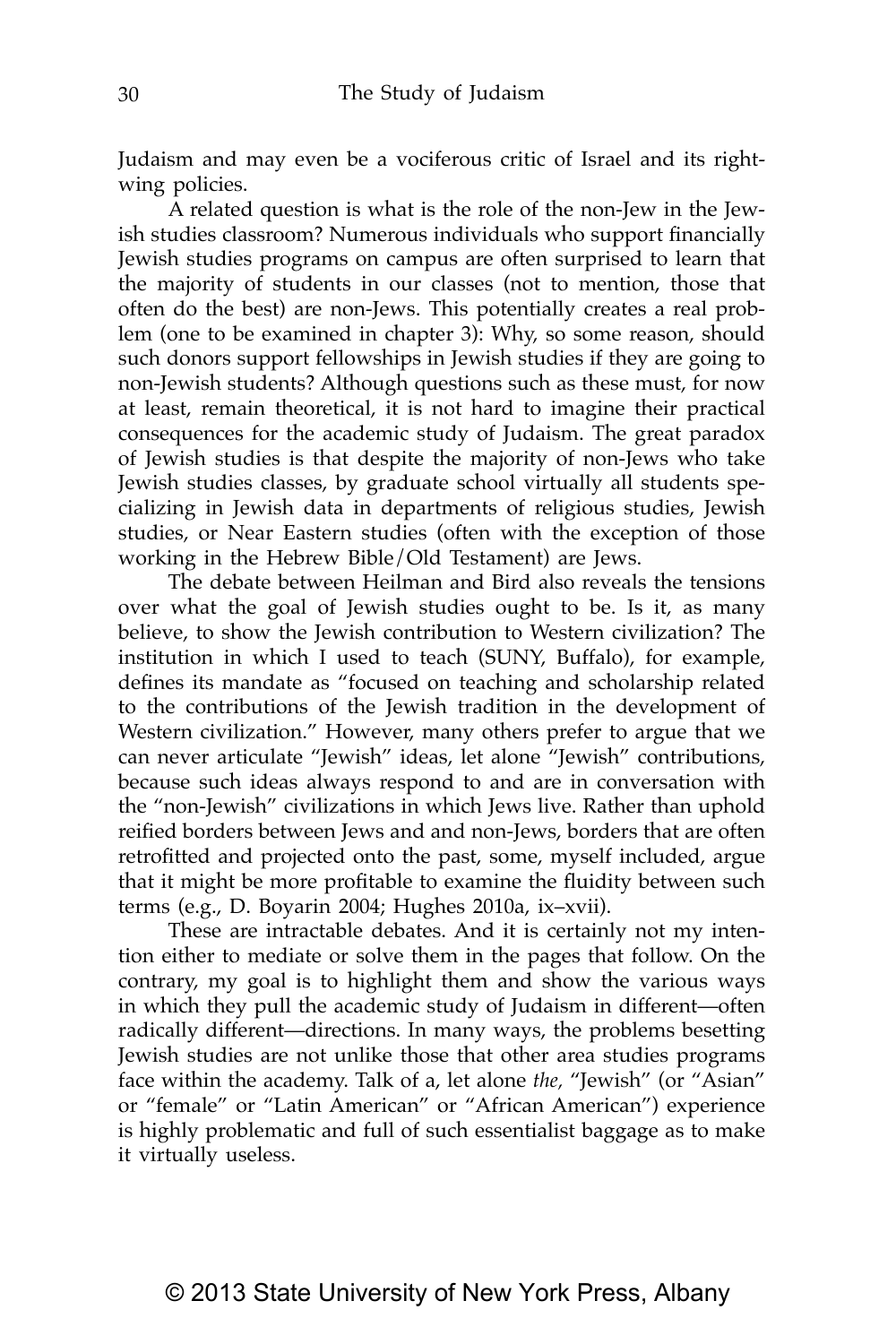Judaism and may even be a vociferous critic of Israel and its right-wing policies.

A related question is what is the role of the non-Jew in the Jewish studies classroom? Numerous individuals who support financially Jewish studies programs on campus are often surprised to learn that the majority of students in our classes (not to mention, those that often do the best) are non-Jews. This potentially creates a real problem (one to be examined in chapter 3): Why, so some reason, should such donors support fellowships in Jewish studies if they are going to non-Jewish students? Although questions such as these must, for now at least, remain theoretical, it is not hard to imagine their practical consequences for the academic study of Judaism. The great paradox of Jewish studies is that despite the majority of non-Jews who take Jewish studies classes, by graduate school virtually all students specializing in Jewish data in departments of religious studies, Jewish studies, or Near Eastern studies (often with the exception of those working in the Hebrew Bible/Old Testament) are Jews.

The debate between Heilman and Bird also reveals the tensions over what the goal of Jewish studies ought to be. Is it, as many believe, to show the Jewish contribution to Western civilization? The institution in which I used to teach (SUNY, Buffalo), for example, defines its mandate as "focused on teaching and scholarship related to the contributions of the Jewish tradition in the development of Western civilization." However, many others prefer to argue that we can never articulate "Jewish" ideas, let alone "Jewish" contributions, because such ideas always respond to and are in conversation with the "non-Jewish" civilizations in which Jews live. Rather than uphold reified borders between Jews and and non-Jews, borders that are often retrofitted and projected onto the past, some, myself included, argue that it might be more profitable to examine the fluidity between such terms (e.g., D. Boyarin 2004; Hughes 2010a, ix–xvii).

These are intractable debates. And it is certainly not my intention either to mediate or solve them in the pages that follow. On the contrary, my goal is to highlight them and show the various ways in which they pull the academic study of Judaism in different—often radically different—directions. In many ways, the problems besetting Jewish studies are not unlike those that other area studies programs face within the academy. Talk of a, let alone *the,* "Jewish" (or "Asian" or "female" or "Latin American" or "African American") experience is highly problematic and full of such essentialist baggage as to make it virtually useless.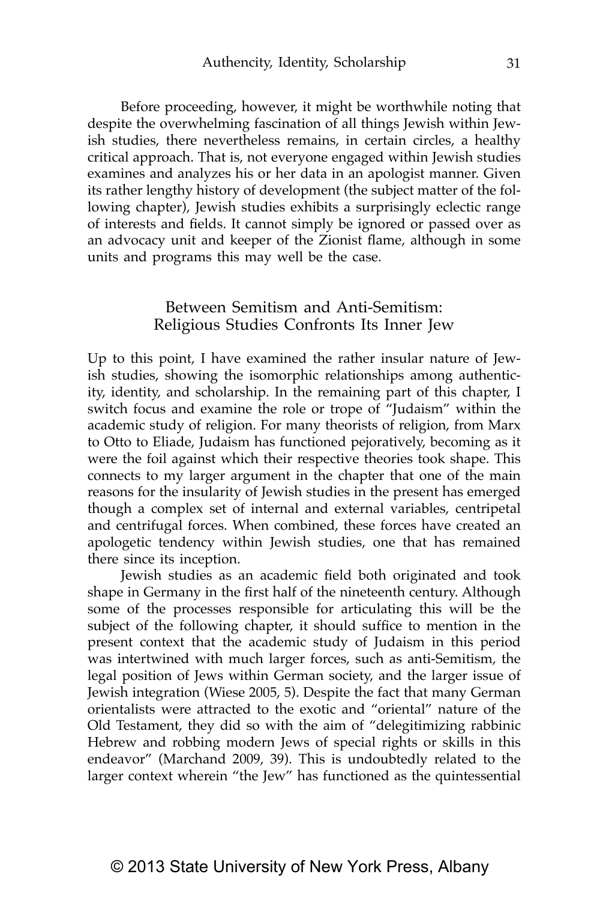Before proceeding, however, it might be worthwhile noting that despite the overwhelming fascination of all things Jewish within Jewish studies, there nevertheless remains, in certain circles, a healthy critical approach. That is, not everyone engaged within Jewish studies examines and analyzes his or her data in an apologist manner. Given its rather lengthy history of development (the subject matter of the following chapter), Jewish studies exhibits a surprisingly eclectic range of interests and fields. It cannot simply be ignored or passed over as an advocacy unit and keeper of the Zionist flame, although in some units and programs this may well be the case.

## Between Semitism and Anti-Semitism: Religious Studies Confronts Its Inner Jew

Up to this point, I have examined the rather insular nature of Jewish studies, showing the isomorphic relationships among authenticity, identity, and scholarship. In the remaining part of this chapter, I switch focus and examine the role or trope of "Judaism" within the academic study of religion. For many theorists of religion, from Marx to Otto to Eliade, Judaism has functioned pejoratively, becoming as it were the foil against which their respective theories took shape. This connects to my larger argument in the chapter that one of the main reasons for the insularity of Jewish studies in the present has emerged though a complex set of internal and external variables, centripetal and centrifugal forces. When combined, these forces have created an apologetic tendency within Jewish studies, one that has remained there since its inception.

Jewish studies as an academic field both originated and took shape in Germany in the first half of the nineteenth century. Although some of the processes responsible for articulating this will be the subject of the following chapter, it should suffice to mention in the present context that the academic study of Judaism in this period was intertwined with much larger forces, such as anti-Semitism, the legal position of Jews within German society, and the larger issue of Jewish integration (Wiese 2005, 5). Despite the fact that many German orientalists were attracted to the exotic and "oriental" nature of the Old Testament, they did so with the aim of "delegitimizing rabbinic Hebrew and robbing modern Jews of special rights or skills in this endeavor" (Marchand 2009, 39). This is undoubtedly related to the larger context wherein "the Jew" has functioned as the quintessential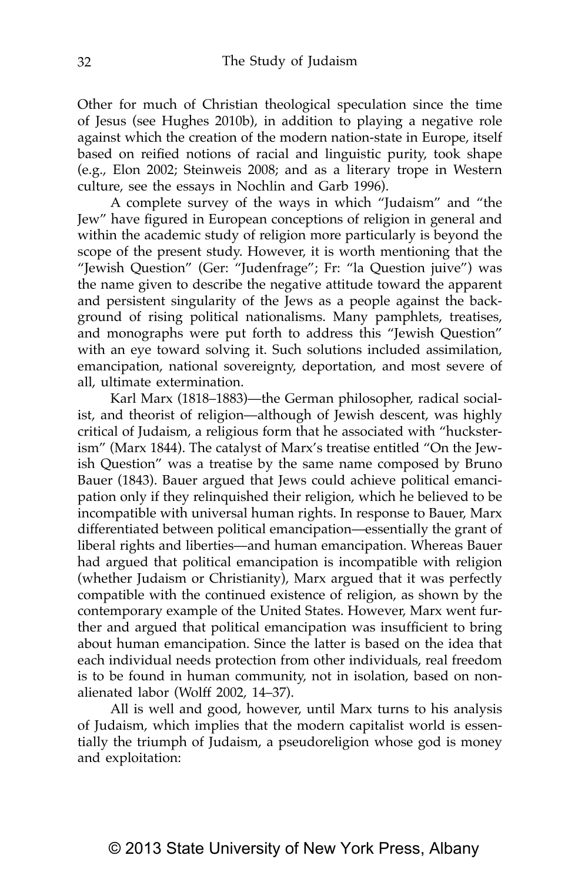Other for much of Christian theological speculation since the time of Jesus (see Hughes 2010b), in addition to playing a negative role against which the creation of the modern nation-state in Europe, itself based on reified notions of racial and linguistic purity, took shape (e.g., Elon 2002; Steinweis 2008; and as a literary trope in Western culture, see the essays in Nochlin and Garb 1996).

A complete survey of the ways in which "Judaism" and "the Jew" have figured in European conceptions of religion in general and within the academic study of religion more particularly is beyond the scope of the present study. However, it is worth mentioning that the "Jewish Question" (Ger: "Judenfrage"; Fr: "la Question juive") was the name given to describe the negative attitude toward the apparent and persistent singularity of the Jews as a people against the background of rising political nationalisms. Many pamphlets, treatises, and monographs were put forth to address this "Jewish Question" with an eye toward solving it. Such solutions included assimilation, emancipation, national sovereignty, deportation, and most severe of all, ultimate extermination.

Karl Marx (1818–1883)—the German philosopher, radical socialist, and theorist of religion—although of Jewish descent, was highly critical of Judaism, a religious form that he associated with "hucksterism" (Marx 1844). The catalyst of Marx's treatise entitled "On the Jewish Question" was a treatise by the same name composed by Bruno Bauer (1843). Bauer argued that Jews could achieve political emancipation only if they relinquished their religion, which he believed to be incompatible with universal human rights. In response to Bauer, Marx differentiated between political emancipation—essentially the grant of liberal rights and liberties—and human emancipation. Whereas Bauer had argued that political emancipation is incompatible with religion (whether Judaism or Christianity), Marx argued that it was perfectly compatible with the continued existence of religion, as shown by the contemporary example of the United States. However, Marx went further and argued that political emancipation was insufficient to bring about human emancipation. Since the latter is based on the idea that each individual needs protection from other individuals, real freedom is to be found in human community, not in isolation, based on non-alienated labor (Wolff 2002, 14–37).

All is well and good, however, until Marx turns to his analysis of Judaism, which implies that the modern capitalist world is essentially the triumph of Judaism, a pseudoreligion whose god is money and exploitation: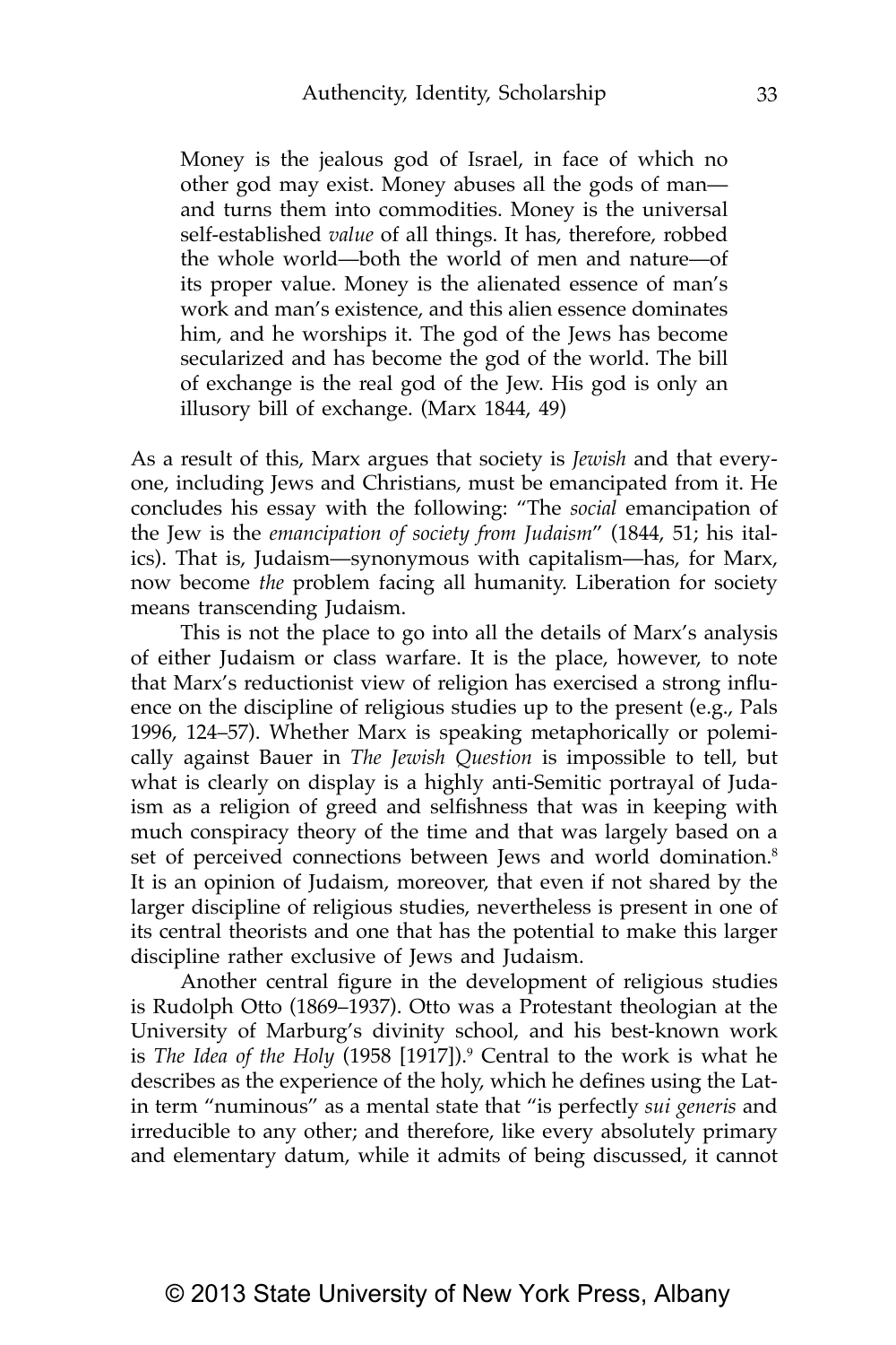> Money is the jealous god of Israel, in face of which no other god may exist. Money abuses all the gods of man—and turns them into commodities. Money is the universal self-established *value* of all things. It has, therefore, robbed the whole world—both the world of men and nature—of its proper value. Money is the alienated essence of man's work and man's existence, and this alien essence dominates him, and he worships it. The god of the Jews has become secularized and has become the god of the world. The bill of exchange is the real god of the Jew. His god is only an illusory bill of exchange. (Marx 1844, 49)

As a result of this, Marx argues that society is *Jewish* and that everyone, including Jews and Christians, must be emancipated from it. He concludes his essay with the following: "The *social* emancipation of the Jew is the *emancipation of society from Judaism*" (1844, 51; his italics). That is, Judaism—synonymous with capitalism—has, for Marx, now become *the* problem facing all humanity. Liberation for society means transcending Judaism.

This is not the place to go into all the details of Marx's analysis of either Judaism or class warfare. It is the place, however, to note that Marx's reductionist view of religion has exercised a strong influence on the discipline of religious studies up to the present (e.g., Pals 1996, 124–57). Whether Marx is speaking metaphorically or polemically against Bauer in *The Jewish Question* is impossible to tell, but what is clearly on display is a highly anti-Semitic portrayal of Judaism as a religion of greed and selfishness that was in keeping with much conspiracy theory of the time and that was largely based on a set of perceived connections between Jews and world domination.[8] It is an opinion of Judaism, moreover, that even if not shared by the larger discipline of religious studies, nevertheless is present in one of its central theorists and one that has the potential to make this larger discipline rather exclusive of Jews and Judaism.

Another central figure in the development of religious studies is Rudolph Otto (1869–1937). Otto was a Protestant theologian at the University of Marburg's divinity school, and his best-known work is *The Idea of the Holy* (1958 [1917]).[9] Central to the work is what he describes as the experience of the holy, which he defines using the Latin term "numinous" as a mental state that "is perfectly *sui generis* and irreducible to any other; and therefore, like every absolutely primary and elementary datum, while it admits of being discussed, it cannot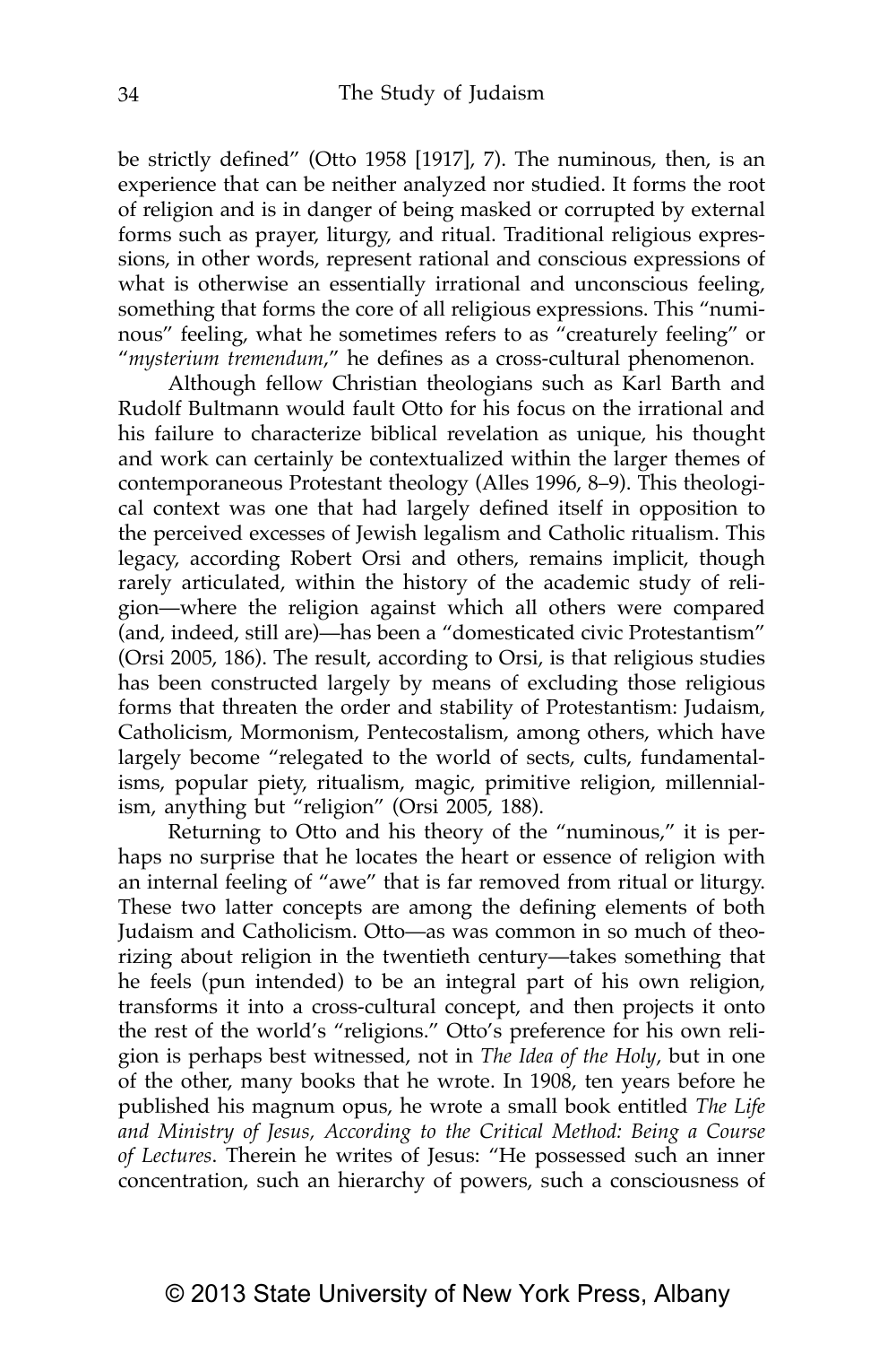be strictly defined" (Otto 1958 [1917], 7). The numinous, then, is an experience that can be neither analyzed nor studied. It forms the root of religion and is in danger of being masked or corrupted by external forms such as prayer, liturgy, and ritual. Traditional religious expressions, in other words, represent rational and conscious expressions of what is otherwise an essentially irrational and unconscious feeling, something that forms the core of all religious expressions. This "numinous" feeling, what he sometimes refers to as "creaturely feeling" or "*mysterium tremendum*," he defines as a cross-cultural phenomenon.

Although fellow Christian theologians such as Karl Barth and Rudolf Bultmann would fault Otto for his focus on the irrational and his failure to characterize biblical revelation as unique, his thought and work can certainly be contextualized within the larger themes of contemporaneous Protestant theology (Alles 1996, 8–9). This theological context was one that had largely defined itself in opposition to the perceived excesses of Jewish legalism and Catholic ritualism. This legacy, according to Robert Orsi and others, remains implicit, though rarely articulated, within the history of the academic study of religion—where the religion against which all others were compared (and, indeed, still are)—has been a "domesticated civic Protestantism" (Orsi 2005, 186). The result, according to Orsi, is that religious studies has been constructed largely by means of excluding those religious forms that threaten the order and stability of Protestantism: Judaism, Catholicism, Mormonism, Pentecostalism, among others, which have largely become "relegated to the world of sects, cults, fundamentalisms, popular piety, ritualism, magic, primitive religion, millennialism, anything but "religion" (Orsi 2005, 188).

Returning to Otto and his theory of the "numinous," it is perhaps no surprise that he locates the heart or essence of religion with an internal feeling of "awe" that is far removed from ritual or liturgy. These two latter concepts are among the defining elements of both Judaism and Catholicism. Otto—as was common in so much of theorizing about religion in the twentieth century—takes something that he feels (pun intended) to be an integral part of his own religion, transforms it into a cross-cultural concept, and then projects it onto the rest of the world's "religions." Otto's preference for his own religion is perhaps best witnessed, not in *The Idea of the Holy*, but in one of the other, many books that he wrote. In 1908, ten years before he published his magnum opus, he wrote a small book entitled *The Life and Ministry of Jesus, According to the Critical Method: Being a Course of Lectures*. Therein he writes of Jesus: "He possessed such an inner concentration, such an hierarchy of powers, such a consciousness of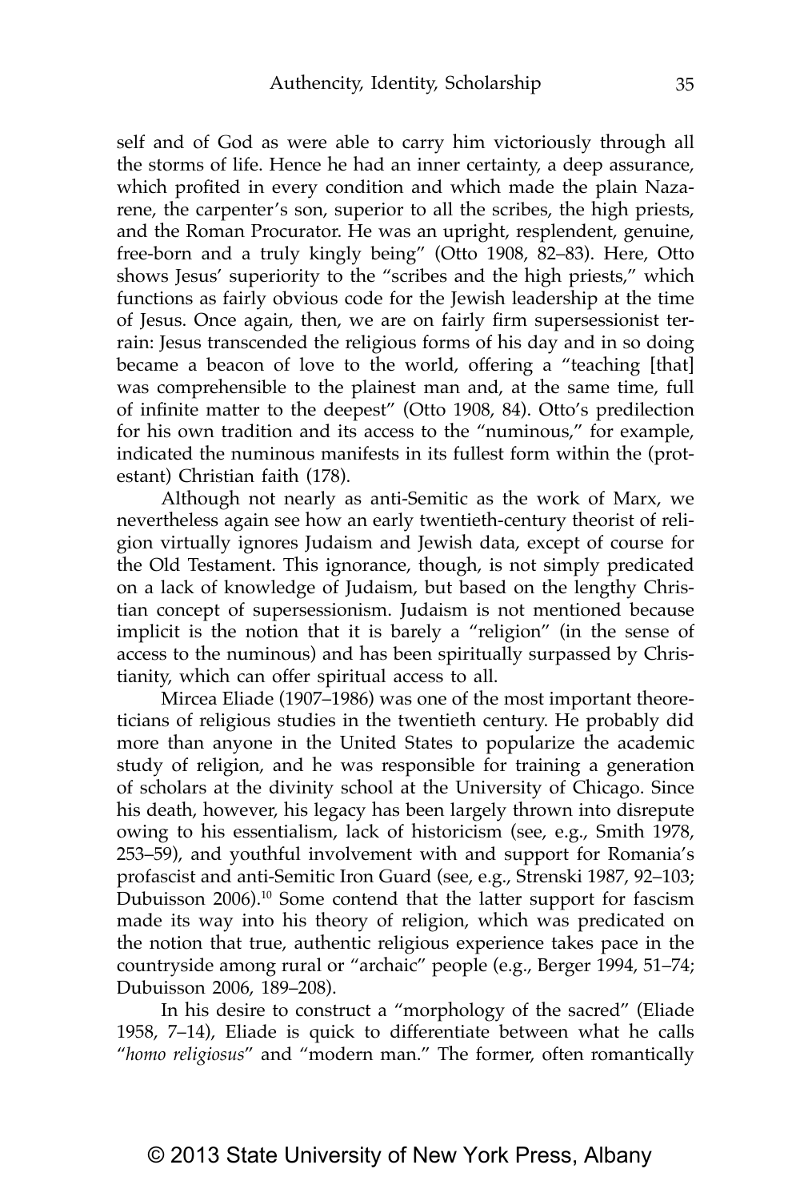self and of God as were able to carry him victoriously through all the storms of life. Hence he had an inner certainty, a deep assurance, which profited in every condition and which made the plain Nazarene, the carpenter's son, superior to all the scribes, the high priests, and the Roman Procurator. He was an upright, resplendent, genuine, free-born and a truly kingly being" (Otto 1908, 82–83). Here, Otto shows Jesus' superiority to the "scribes and the high priests," which functions as fairly obvious code for the Jewish leadership at the time of Jesus. Once again, then, we are on fairly firm supersessionist terrain: Jesus transcended the religious forms of his day and in so doing became a beacon of love to the world, offering a "teaching [that] was comprehensible to the plainest man and, at the same time, full of infinite matter to the deepest" (Otto 1908, 84). Otto's predilection for his own tradition and its access to the "numinous," for example, indicated the numinous manifests in its fullest form within the (protestant) Christian faith (178).

Although not nearly as anti-Semitic as the work of Marx, we nevertheless again see how an early twentieth-century theorist of religion virtually ignores Judaism and Jewish data, except of course for the Old Testament. This ignorance, though, is not simply predicated on a lack of knowledge of Judaism, but based on the lengthy Christian concept of supersessionism. Judaism is not mentioned because implicit is the notion that it is barely a "religion" (in the sense of access to the numinous) and has been spiritually surpassed by Christianity, which can offer spiritual access to all.

Mircea Eliade (1907–1986) was one of the most important theoreticians of religious studies in the twentieth century. He probably did more than anyone in the United States to popularize the academic study of religion, and he was responsible for training a generation of scholars at the divinity school at the University of Chicago. Since his death, however, his legacy has been largely thrown into disrepute owing to his essentialism, lack of historicism (see, e.g., Smith 1978, 253–59), and youthful involvement with and support for Romania's profascist and anti-Semitic Iron Guard (see, e.g., Strenski 1987, 92–103; Dubuisson 2006).[10] Some contend that the latter support for fascism made its way into his theory of religion, which was predicated on the notion that true, authentic religious experience takes pace in the countryside among rural or "archaic" people (e.g., Berger 1994, 51–74; Dubuisson 2006, 189–208).

In his desire to construct a "morphology of the sacred" (Eliade 1958, 7–14), Eliade is quick to differentiate between what he calls "*homo religiosus*" and "modern man." The former, often romantically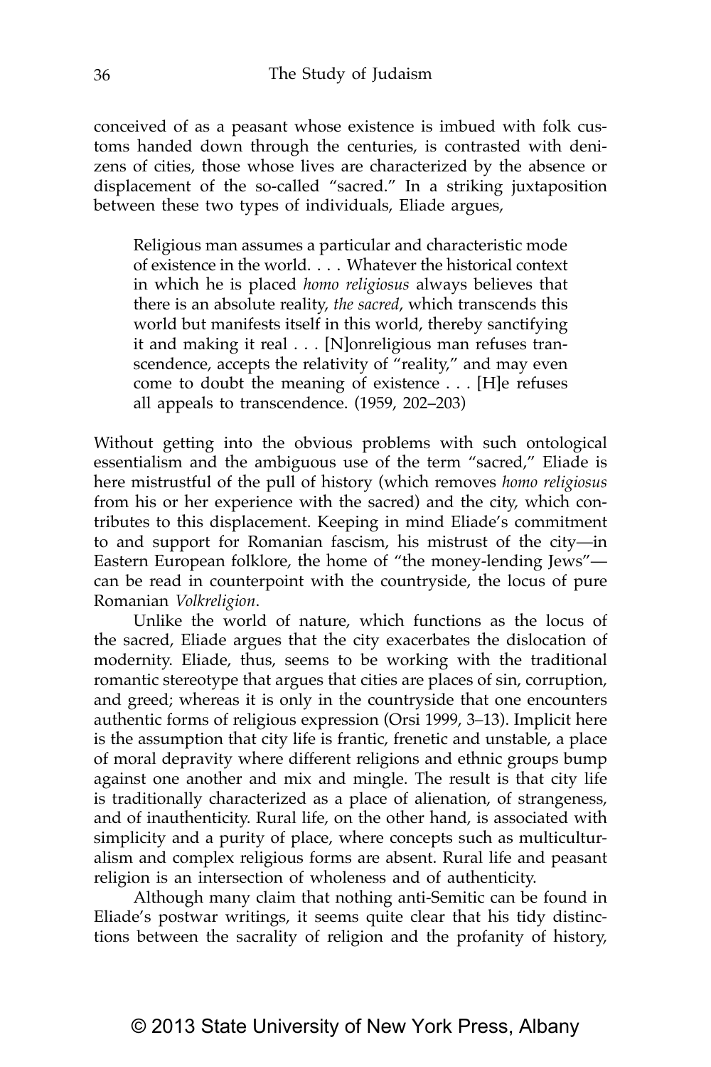conceived of as a peasant whose existence is imbued with folk customs handed down through the centuries, is contrasted with denizens of cities, those whose lives are characterized by the absence or displacement of the so-called "sacred." In a striking juxtaposition between these two types of individuals, Eliade argues,

> Religious man assumes a particular and characteristic mode of existence in the world. . . . Whatever the historical context in which he is placed *homo religiosus* always believes that there is an absolute reality, *the sacred*, which transcends this world but manifests itself in this world, thereby sanctifying it and making it real . . . [N]onreligious man refuses transcendence, accepts the relativity of "reality," and may even come to doubt the meaning of existence . . . [H]e refuses all appeals to transcendence. (1959, 202–203)

Without getting into the obvious problems with such ontological essentialism and the ambiguous use of the term "sacred," Eliade is here mistrustful of the pull of history (which removes *homo religiosus* from his or her experience with the sacred) and the city, which contributes to this displacement. Keeping in mind Eliade's commitment to and support for Romanian fascism, his mistrust of the city—in Eastern European folklore, the home of "the money-lending Jews"—can be read in counterpoint with the countryside, the locus of pure Romanian *Volkreligion*.

Unlike the world of nature, which functions as the locus of the sacred, Eliade argues that the city exacerbates the dislocation of modernity. Eliade, thus, seems to be working with the traditional romantic stereotype that argues that cities are places of sin, corruption, and greed; whereas it is only in the countryside that one encounters authentic forms of religious expression (Orsi 1999, 3–13). Implicit here is the assumption that city life is frantic, frenetic and unstable, a place of moral depravity where different religions and ethnic groups bump against one another and mix and mingle. The result is that city life is traditionally characterized as a place of alienation, of strangeness, and of inauthenticity. Rural life, on the other hand, is associated with simplicity and a purity of place, where concepts such as multiculturalism and complex religious forms are absent. Rural life and peasant religion is an intersection of wholeness and of authenticity.

Although many claim that nothing anti-Semitic can be found in Eliade's postwar writings, it seems quite clear that his tidy distinctions between the sacrality of religion and the profanity of history,